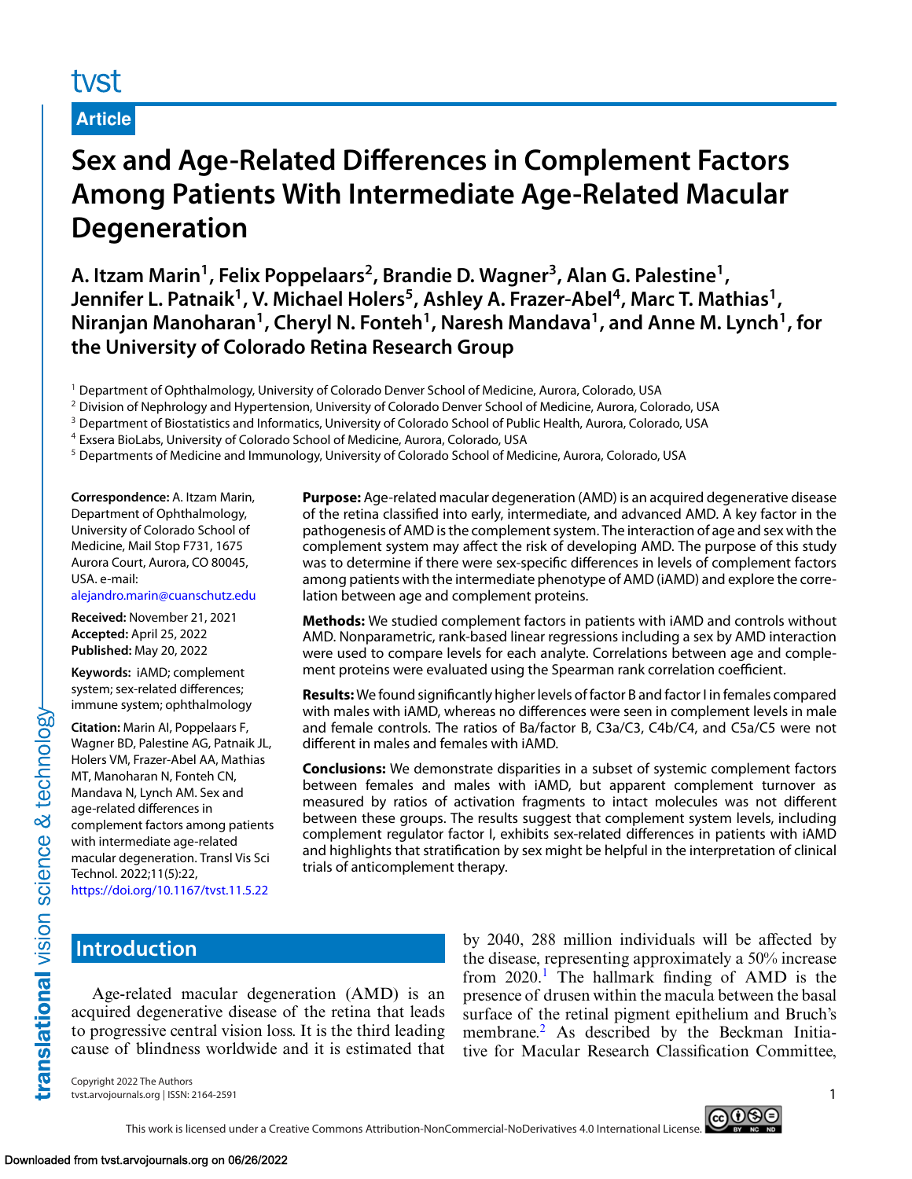tvst

**Article**

# Sex and Age-Related Differences in Complement Factors Among Patients With Intermediate Age-Related Macular Degeneration

**A. Itzam Marin[1], Felix Poppelaars[2], Brandie D. Wagner[3], Alan G. Palestine[1], Jennifer L. Patnaik[1], V. Michael Holers[5], Ashley A. Frazer-Abel[4], Marc T. Mathias[1], Niranjan Manoharan[1], Cheryl N. Fonteh[1], Naresh Mandava[1], and Anne M. Lynch[1], for the University of Colorado Retina Research Group**

[1] Department of Ophthalmology, University of Colorado Denver School of Medicine, Aurora, Colorado, USA
[2] Division of Nephrology and Hypertension, University of Colorado Denver School of Medicine, Aurora, Colorado, USA
[3] Department of Biostatistics and Informatics, University of Colorado School of Public Health, Aurora, Colorado, USA
[4] Exsera BioLabs, University of Colorado School of Medicine, Aurora, Colorado, USA
[5] Departments of Medicine and Immunology, University of Colorado School of Medicine, Aurora, Colorado, USA

**Correspondence:** A. Itzam Marin, Department of Ophthalmology, University of Colorado School of Medicine, Mail Stop F731, 1675 Aurora Court, Aurora, CO 80045, USA. e-mail: alejandro.marin@cuanschutz.edu

**Received:** November 21, 2021
**Accepted:** April 25, 2022
**Published:** May 20, 2022

**Keywords:** iAMD; complement system; sex-related differences; immune system; ophthalmology

**Citation:** Marin AI, Poppelaars F, Wagner BD, Palestine AG, Patnaik JL, Holers VM, Frazer-Abel AA, Mathias MT, Manoharan N, Fonteh CN, Mandava N, Lynch AM. Sex and age-related differences in complement factors among patients with intermediate age-related macular degeneration. Transl Vis Sci Technol. 2022;11(5):22, https://doi.org/10.1167/tvst.11.5.22

**Purpose:** Age-related macular degeneration (AMD) is an acquired degenerative disease of the retina classified into early, intermediate, and advanced AMD. A key factor in the pathogenesis of AMD is the complement system. The interaction of age and sex with the complement system may affect the risk of developing AMD. The purpose of this study was to determine if there were sex-specific differences in levels of complement factors among patients with the intermediate phenotype of AMD (iAMD) and explore the correlation between age and complement proteins.

**Methods:** We studied complement factors in patients with iAMD and controls without AMD. Nonparametric, rank-based linear regressions including a sex by AMD interaction were used to compare levels for each analyte. Correlations between age and complement proteins were evaluated using the Spearman rank correlation coefficient.

**Results:** We found significantly higher levels of factor B and factor I in females compared with males with iAMD, whereas no differences were seen in complement levels in male and female controls. The ratios of Ba/factor B, C3a/C3, C4b/C4, and C5a/C5 were not different in males and females with iAMD.

**Conclusions:** We demonstrate disparities in a subset of systemic complement factors between females and males with iAMD, but apparent complement turnover as measured by ratios of activation fragments to intact molecules was not different between these groups. The results suggest that complement system levels, including complement regulator factor I, exhibits sex-related differences in patients with iAMD and highlights that stratification by sex might be helpful in the interpretation of clinical trials of anticomplement therapy.

## Introduction

Age-related macular degeneration (AMD) is an acquired degenerative disease of the retina that leads to progressive central vision loss. It is the third leading cause of blindness worldwide and it is estimated that by 2040, 288 million individuals will be affected by the disease, representing approximately a 50% increase from 2020.[1] The hallmark finding of AMD is the presence of drusen within the macula between the basal surface of the retinal pigment epithelium and Bruch's membrane.[2] As described by the Beckman Initiative for Macular Research Classification Committee,

Copyright 2022 The Authors
tvst.arvojournals.org | ISSN: 2164-2591

This work is licensed under a Creative Commons Attribution-NonCommercial-NoDerivatives 4.0 International License.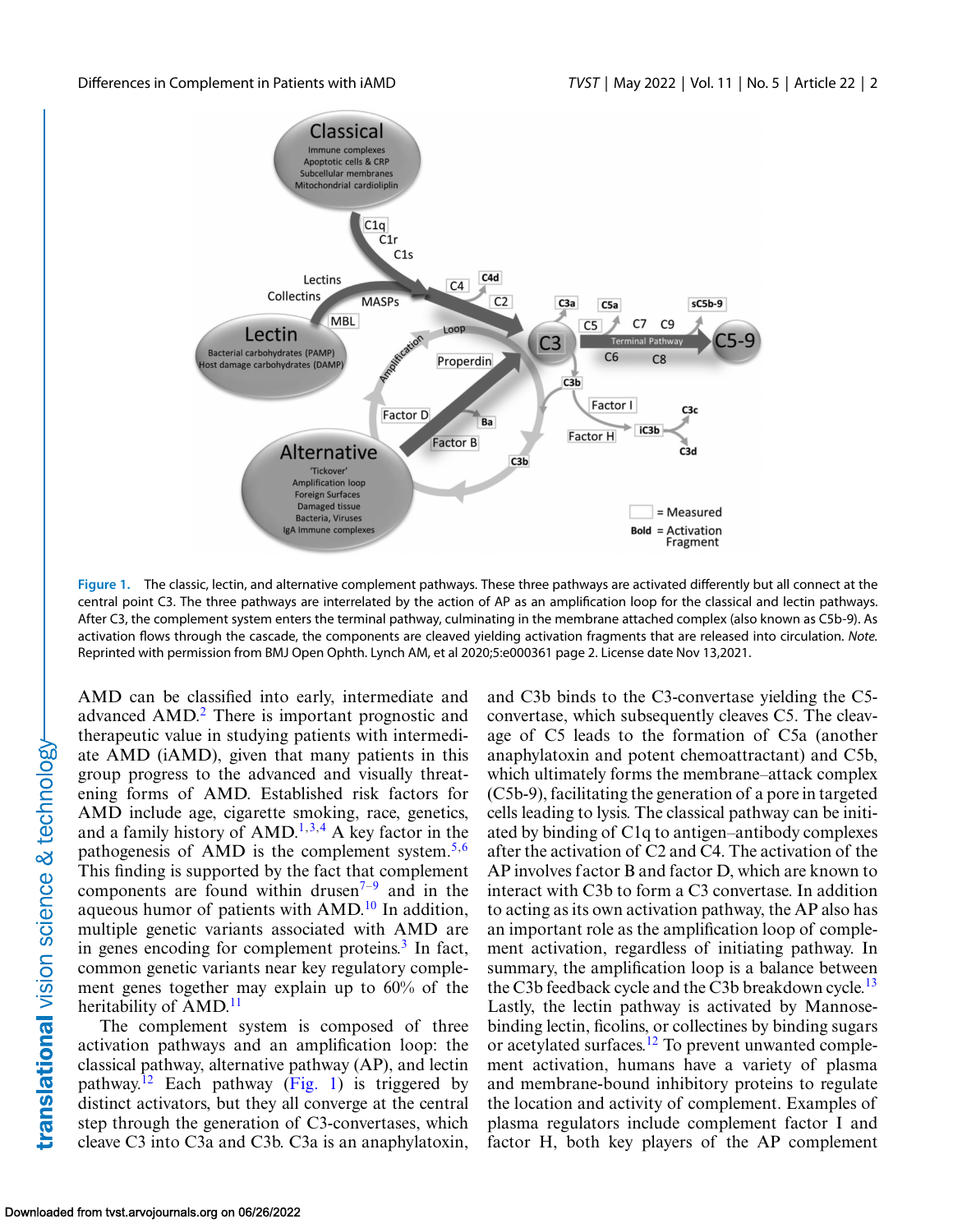Figure 1. The classic, lectin, and alternative complement pathways. These three pathways are activated differently but all connect at the central point C3. The three pathways are interrelated by the action of AP as an amplification loop for the classical and lectin pathways. After C3, the complement system enters the terminal pathway, culminating in the membrane attached complex (also known as C5b-9). As activation flows through the cascade, the components are cleaved yielding activation fragments that are released into circulation. *Note.* Reprinted with permission from BMJ Open Ophth. Lynch AM, et al 2020;5:e000361 page 2. License date Nov 13,2021.

AMD can be classified into early, intermediate and advanced AMD.[2] There is important prognostic and therapeutic value in studying patients with intermediate AMD (iAMD), given that many patients in this group progress to the advanced and visually threatening forms of AMD. Established risk factors for AMD include age, cigarette smoking, race, genetics, and a family history of AMD.[1,3,4] A key factor in the pathogenesis of AMD is the complement system.[5,6] This finding is supported by the fact that complement components are found within drusen[7–9] and in the aqueous humor of patients with AMD.[10] In addition, multiple genetic variants associated with AMD are in genes encoding for complement proteins.[3] In fact, common genetic variants near key regulatory complement genes together may explain up to 60% of the heritability of AMD.[11]

The complement system is composed of three activation pathways and an amplification loop: the classical pathway, alternative pathway (AP), and lectin pathway.[12] Each pathway (Fig. 1) is triggered by distinct activators, but they all converge at the central step through the generation of C3-convertases, which cleave C3 into C3a and C3b. C3a is an anaphylatoxin, and C3b binds to the C3-convertase yielding the C5-convertase, which subsequently cleaves C5. The cleavage of C5 leads to the formation of C5a (another anaphylatoxin and potent chemoattractant) and C5b, which ultimately forms the membrane–attack complex (C5b-9), facilitating the generation of a pore in targeted cells leading to lysis. The classical pathway can be initiated by binding of C1q to antigen–antibody complexes after the activation of C2 and C4. The activation of the AP involves factor B and factor D, which are known to interact with C3b to form a C3 convertase. In addition to acting as its own activation pathway, the AP also has an important role as the amplification loop of complement activation, regardless of initiating pathway. In summary, the amplification loop is a balance between the C3b feedback cycle and the C3b breakdown cycle.[13] Lastly, the lectin pathway is activated by Mannose-binding lectin, ficolins, or collectines by binding sugars or acetylated surfaces.[12] To prevent unwanted complement activation, humans have a variety of plasma and membrane-bound inhibitory proteins to regulate the location and activity of complement. Examples of plasma regulators include complement factor I and factor H, both key players of the AP complement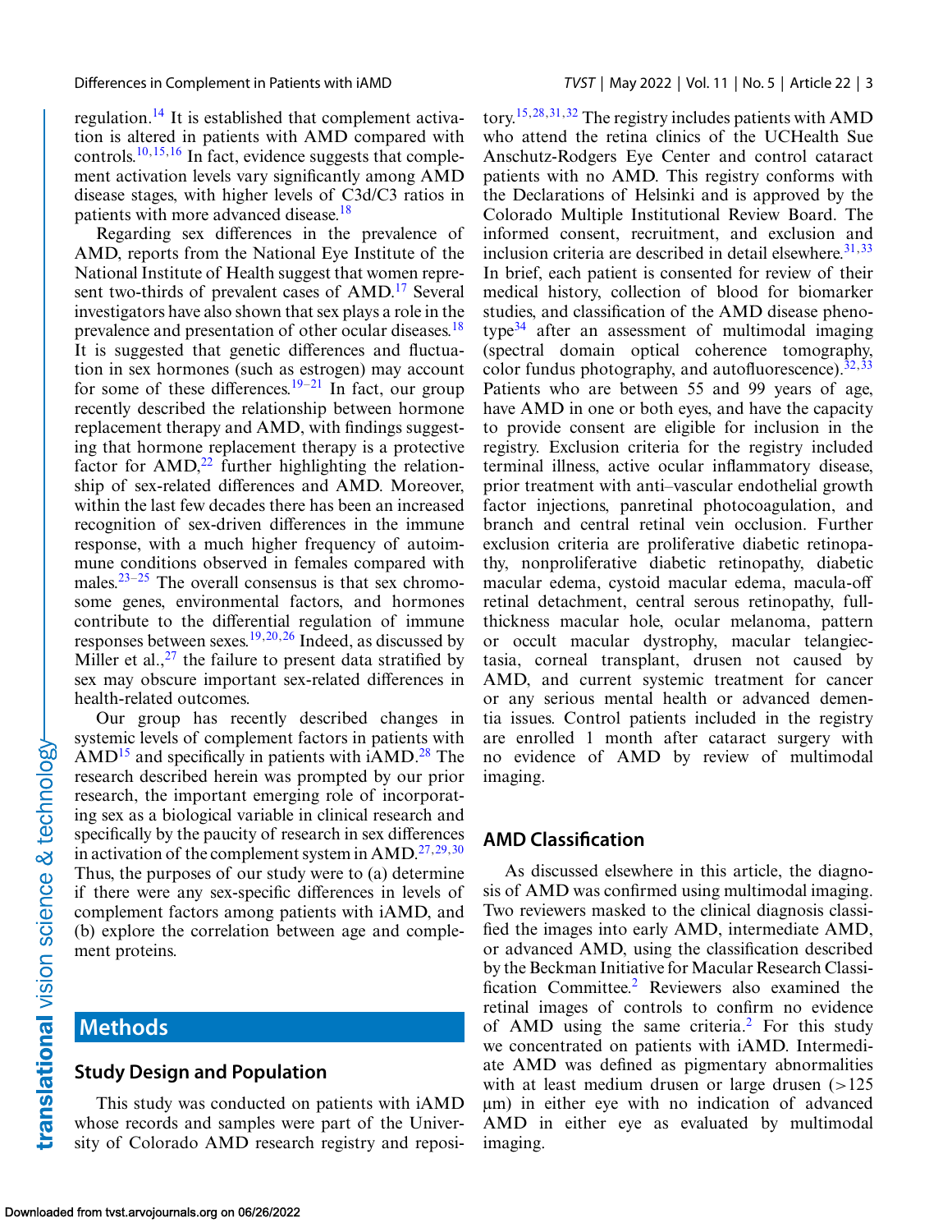regulation.[14] It is established that complement activation is altered in patients with AMD compared with controls.[10,15,16] In fact, evidence suggests that complement activation levels vary significantly among AMD disease stages, with higher levels of C3d/C3 ratios in patients with more advanced disease.[18]

Regarding sex differences in the prevalence of AMD, reports from the National Eye Institute of the National Institute of Health suggest that women represent two-thirds of prevalent cases of AMD.[17] Several investigators have also shown that sex plays a role in the prevalence and presentation of other ocular diseases.[18] It is suggested that genetic differences and fluctuation in sex hormones (such as estrogen) may account for some of these differences.[19–21] In fact, our group recently described the relationship between hormone replacement therapy and AMD, with findings suggesting that hormone replacement therapy is a protective factor for AMD,[22] further highlighting the relationship of sex-related differences and AMD. Moreover, within the last few decades there has been an increased recognition of sex-driven differences in the immune response, with a much higher frequency of autoimmune conditions observed in females compared with males.[23–25] The overall consensus is that sex chromosome genes, environmental factors, and hormones contribute to the differential regulation of immune responses between sexes.[19,20,26] Indeed, as discussed by Miller et al.,[27] the failure to present data stratified by sex may obscure important sex-related differences in health-related outcomes.

Our group has recently described changes in systemic levels of complement factors in patients with AMD[15] and specifically in patients with iAMD.[28] The research described herein was prompted by our prior research, the important emerging role of incorporating sex as a biological variable in clinical research and specifically by the paucity of research in sex differences in activation of the complement system in AMD.[27,29,30] Thus, the purposes of our study were to (a) determine if there were any sex-specific differences in levels of complement factors among patients with iAMD, and (b) explore the correlation between age and complement proteins.

## Methods

### Study Design and Population

This study was conducted on patients with iAMD whose records and samples were part of the University of Colorado AMD research registry and repository.[15,28,31,32] The registry includes patients with AMD who attend the retina clinics of the UCHealth Sue Anschutz-Rodgers Eye Center and control cataract patients with no AMD. This registry conforms with the Declarations of Helsinki and is approved by the Colorado Multiple Institutional Review Board. The informed consent, recruitment, and exclusion and inclusion criteria are described in detail elsewhere.[31,33] In brief, each patient is consented for review of their medical history, collection of blood for biomarker studies, and classification of the AMD disease phenotype[34] after an assessment of multimodal imaging (spectral domain optical coherence tomography, color fundus photography, and autofluorescence).[32,33] Patients who are between 55 and 99 years of age, have AMD in one or both eyes, and have the capacity to provide consent are eligible for inclusion in the registry. Exclusion criteria for the registry included terminal illness, active ocular inflammatory disease, prior treatment with anti–vascular endothelial growth factor injections, panretinal photocoagulation, and branch and central retinal vein occlusion. Further exclusion criteria are proliferative diabetic retinopathy, nonproliferative diabetic retinopathy, diabetic macular edema, cystoid macular edema, macula-off retinal detachment, central serous retinopathy, full-thickness macular hole, ocular melanoma, pattern or occult macular dystrophy, macular telangiectasia, corneal transplant, drusen not caused by AMD, and current systemic treatment for cancer or any serious mental health or advanced dementia issues. Control patients included in the registry are enrolled 1 month after cataract surgery with no evidence of AMD by review of multimodal imaging.

### AMD Classification

As discussed elsewhere in this article, the diagnosis of AMD was confirmed using multimodal imaging. Two reviewers masked to the clinical diagnosis classified the images into early AMD, intermediate AMD, or advanced AMD, using the classification described by the Beckman Initiative for Macular Research Classification Committee.[2] Reviewers also examined the retinal images of controls to confirm no evidence of AMD using the same criteria.[2] For this study we concentrated on patients with iAMD. Intermediate AMD was defined as pigmentary abnormalities with at least medium drusen or large drusen (>125 μm) in either eye with no indication of advanced AMD in either eye as evaluated by multimodal imaging.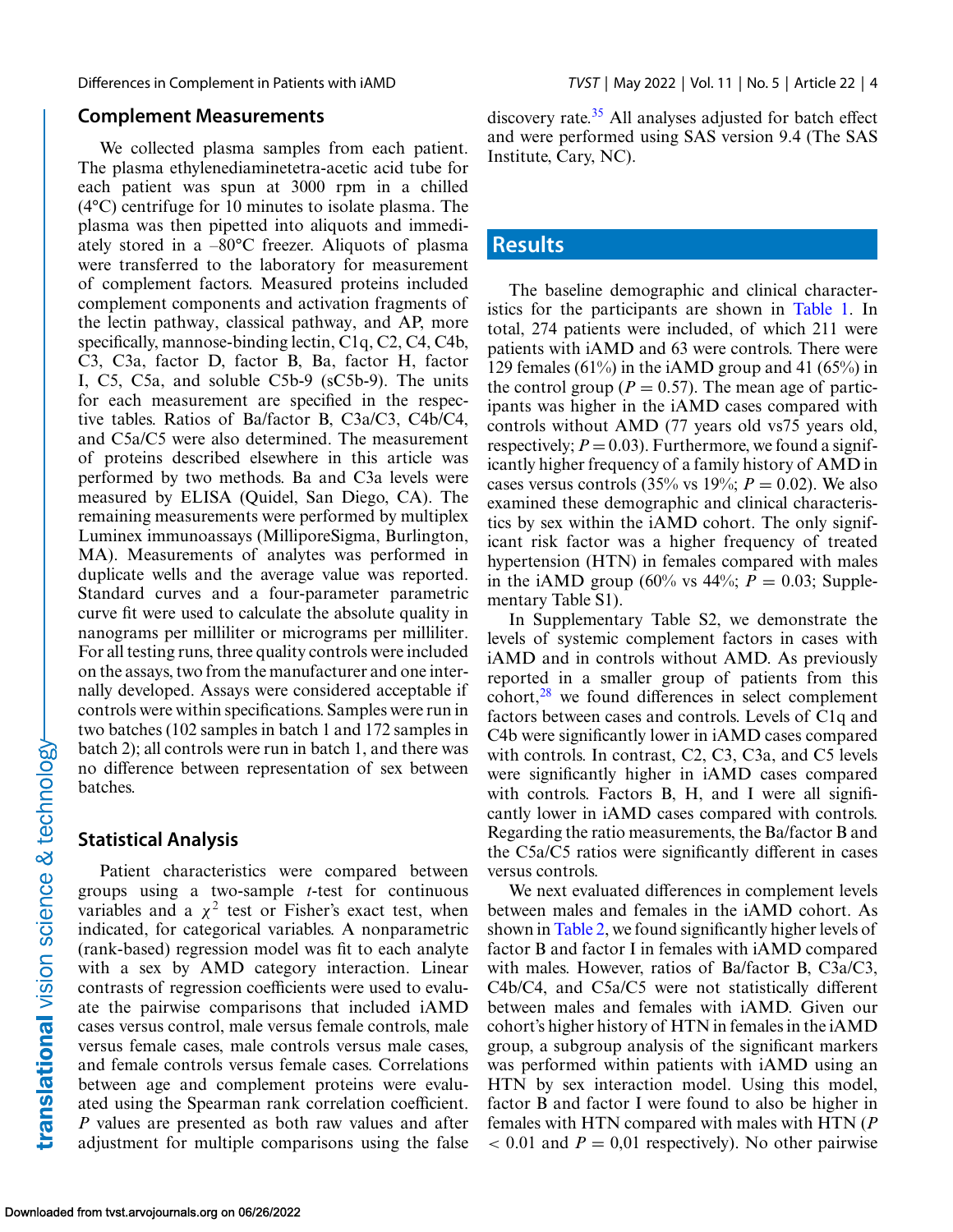## Complement Measurements

We collected plasma samples from each patient. The plasma ethylenediaminetetra-acetic tube for each patient was spun at 3000 rpm in a chilled (4°C) centrifuge for 10 minutes to isolate plasma. The plasma was then pipetted into aliquots and immediately stored in a –80°C freezer. Aliquots of plasma were transferred to the laboratory for measurement of complement factors. Measured proteins included complement components and activation fragments of the lectin pathway, classical pathway, and AP, more specifically, mannose-binding lectin, C1q, C2, C4, C4b, C3, C3a, factor D, factor B, Ba, factor H, factor I, C5, C5a, and soluble C5b-9 (sC5b-9). The units for each measurement are specified in the respective tables. Ratios of Ba/factor B, C3a/C3, C4b/C4, and C5a/C5 were also determined. The measurement of proteins described elsewhere in this article was performed by two methods. Ba and C3a levels were measured by ELISA (Quidel, San Diego, CA). The remaining measurements were performed by multiplex Luminex immunoassays (MilliporeSigma, Burlington, MA). Measurements of analytes was performed in duplicate wells and the average value was reported. Standard curves and a four-parameter parametric curve fit were used to calculate the absolute quality in nanograms per milliliter or micrograms per milliliter. For all testing runs, three quality controls were included on the assays, two from the manufacturer and one internally developed. Assays were considered acceptable if controls were within specifications. Samples were run in two batches (102 samples in batch 1 and 172 samples in batch 2); all controls were run in batch 1, and there was no difference between representation of sex between batches.

## Statistical Analysis

Patient characteristics were compared between groups using a two-sample *t*-test for continuous variables and a $\chi^2$ test or Fisher's exact test, when indicated, for categorical variables. A nonparametric (rank-based) regression model was fit to each analyte with a sex by AMD category interaction. Linear contrasts of regression coefficients were used to evaluate the pairwise comparisons that included iAMD cases versus control, male versus female controls, male versus female cases, male controls versus male cases, and female controls versus female cases. Correlations between age and complement proteins were evaluated using the Spearman rank correlation coefficient. *P* values are presented as both raw values and after adjustment for multiple comparisons using the false discovery rate.[35] All analyses adjusted for batch effect and were performed using SAS version 9.4 (The SAS Institute, Cary, NC).

# Results

The baseline demographic and clinical characteristics for the participants are shown in Table 1. In total, 274 patients were included, of which 211 were patients with iAMD and 63 were controls. There were 129 females (61%) in the iAMD group and 41 (65%) in the control group ($P = 0.57$). The mean age of participants was higher in the iAMD cases compared with controls without AMD (77 years old vs75 years old, respectively; $P = 0.03$). Furthermore, we found a significantly higher frequency of a family history of AMD in cases versus controls (35% vs 19%; $P = 0.02$). We also examined these demographic and clinical characteristics by sex within the iAMD cohort. The only significant risk factor was a higher frequency of treated hypertension (HTN) in females compared with males in the iAMD group (60% vs 44%; $P = 0.03$; Supplementary Table S1).

In Supplementary Table S2, we demonstrate the levels of systemic complement factors in cases with iAMD and in controls without AMD. As previously reported in a smaller group of patients from this cohort,[28] we found differences in select complement factors between cases and controls. Levels of C1q and C4b were significantly lower in iAMD cases compared with controls. In contrast, C2, C3, C3a, and C5 levels were significantly higher in iAMD cases compared with controls. Factors B, H, and I were all significantly lower in iAMD cases compared with controls. Regarding the ratio measurements, the Ba/factor B and the C5a/C5 ratios were significantly different in cases versus controls.

We next evaluated differences in complement levels between males and females in the iAMD cohort. As shown in Table 2, we found significantly higher levels of factor B and factor I in females with iAMD compared with males. However, ratios of Ba/factor B, C3a/C3, C4b/C4, and C5a/C5 were not statistically different between males and females with iAMD. Given our cohort's higher history of HTN in females in the iAMD group, a subgroup analysis of the significant markers was performed within patients with iAMD using an HTN by sex interaction model. Using this model, factor B and factor I were found to also be higher in females with HTN compared with males with HTN ($P < 0.01$ and $P = 0{,}01$ respectively). No other pairwise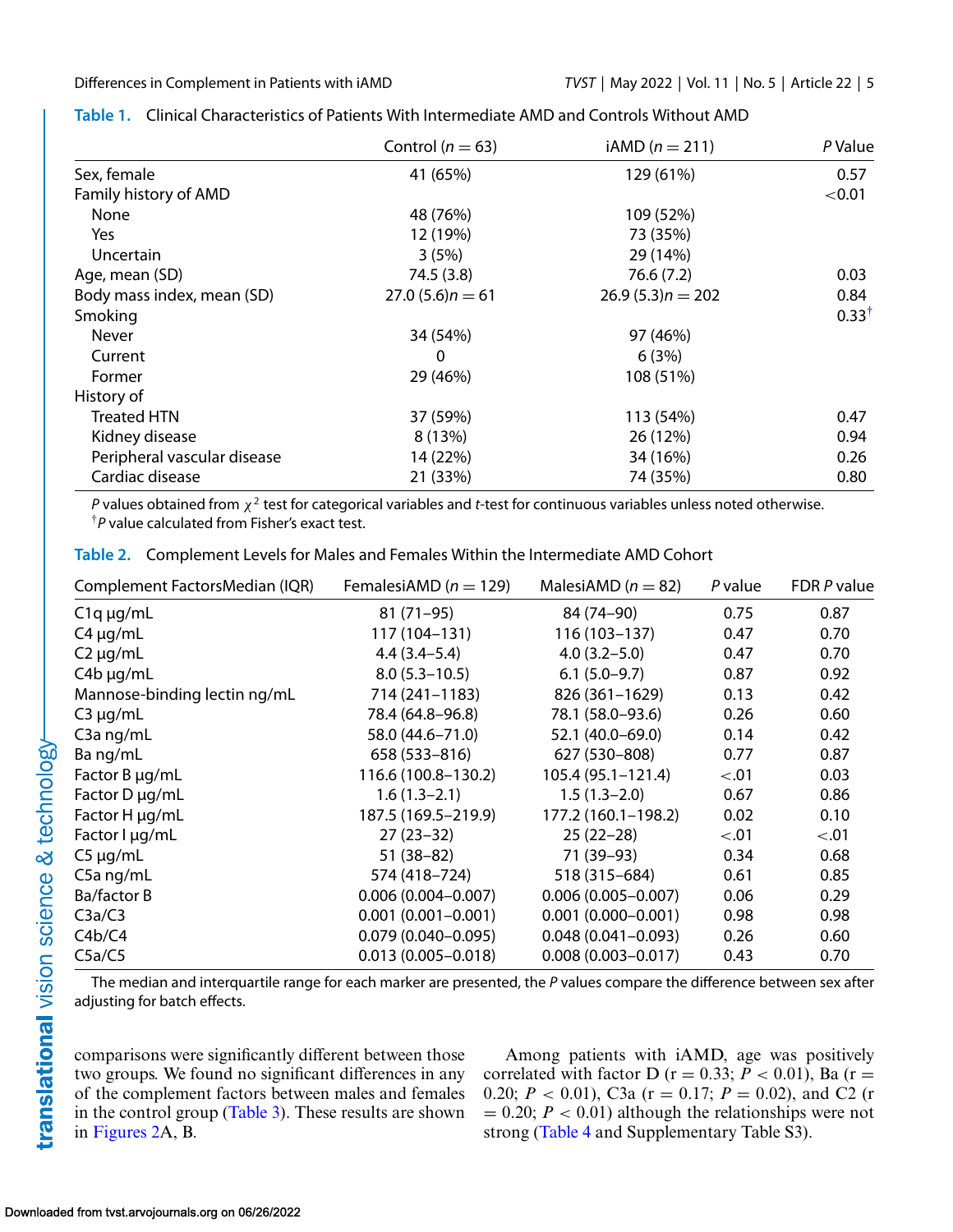**Table 1.** Clinical Characteristics of Patients With Intermediate AMD and Controls Without AMD

| | Control ($n = 63$) | iAMD ($n = 211$) | *P* Value |
|---|---|---|---|
| Sex, female | 41 (65%) | 129 (61%) | 0.57 |
| Family history of AMD | | | <0.01 |
| None | 48 (76%) | 109 (52%) | |
| Yes | 12 (19%) | 73 (35%) | |
| Uncertain | 3 (5%) | 29 (14%) | |
| Age, mean (SD) | 74.5 (3.8) | 76.6 (7.2) | 0.03 |
| Body mass index, mean (SD) | 27.0 (5.6)$n = 61$ | 26.9 (5.3)$n = 202$ | 0.84 |
| Smoking | | | 0.33[†] |
| Never | 34 (54%) | 97 (46%) | |
| Current | 0 | 6 (3%) | |
| Former | 29 (46%) | 108 (51%) | |
| History of | | | |
| Treated HTN | 37 (59%) | 113 (54%) | 0.47 |
| Kidney disease | 8 (13%) | 26 (12%) | 0.94 |
| Peripheral vascular disease | 14 (22%) | 34 (16%) | 0.26 |
| Cardiac disease | 21 (33%) | 74 (35%) | 0.80 |

*P* values obtained from $\chi^2$ test for categorical variables and *t*-test for continuous variables unless noted otherwise.
[†]*P* value calculated from Fisher's exact test.

**Table 2.** Complement Levels for Males and Females Within the Intermediate AMD Cohort

| Complement FactorsMedian (IQR) | FemalesiAMD ($n = 129$) | MalesiAMD ($n = 82$) | *P* value | FDR *P* value |
|---|---|---|---|---|
| C1q µg/mL | 81 (71–95) | 84 (74–90) | 0.75 | 0.87 |
| C4 µg/mL | 117 (104–131) | 116 (103–137) | 0.47 | 0.70 |
| C2 µg/mL | 4.4 (3.4–5.4) | 4.0 (3.2–5.0) | 0.47 | 0.70 |
| C4b µg/mL | 8.0 (5.3–10.5) | 6.1 (5.0–9.7) | 0.87 | 0.92 |
| Mannose-binding lectin ng/mL | 714 (241–1183) | 826 (361–1629) | 0.13 | 0.42 |
| C3 µg/mL | 78.4 (64.8–96.8) | 78.1 (58.0–93.6) | 0.26 | 0.60 |
| C3a ng/mL | 58.0 (44.6–71.0) | 52.1 (40.0–69.0) | 0.14 | 0.42 |
| Ba ng/mL | 658 (533–816) | 627 (530–808) | 0.77 | 0.87 |
| Factor B µg/mL | 116.6 (100.8–130.2) | 105.4 (95.1–121.4) | <.01 | 0.03 |
| Factor D µg/mL | 1.6 (1.3–2.1) | 1.5 (1.3–2.0) | 0.67 | 0.86 |
| Factor H µg/mL | 187.5 (169.5–219.9) | 177.2 (160.1–198.2) | 0.02 | 0.10 |
| Factor I µg/mL | 27 (23–32) | 25 (22–28) | <.01 | <.01 |
| C5 µg/mL | 51 (38–82) | 71 (39–93) | 0.34 | 0.68 |
| C5a ng/mL | 574 (418–724) | 518 (315–684) | 0.61 | 0.85 |
| Ba/factor B | 0.006 (0.004–0.007) | 0.006 (0.005–0.007) | 0.06 | 0.29 |
| C3a/C3 | 0.001 (0.001–0.001) | 0.001 (0.000–0.001) | 0.98 | 0.98 |
| C4b/C4 | 0.079 (0.040–0.095) | 0.048 (0.041–0.093) | 0.26 | 0.60 |
| C5a/C5 | 0.013 (0.005–0.018) | 0.008 (0.003–0.017) | 0.43 | 0.70 |

The median and interquartile range for each marker are presented, the *P* values compare the difference between sex after adjusting for batch effects.

comparisons were significantly different between those two groups. We found no significant differences in any of the complement factors between males and females in the control group (Table 3). These results are shown in Figures 2A, B.

Among patients with iAMD, age was positively correlated with factor D ($r = 0.33$; $P < 0.01$), Ba ($r = 0.20$; $P < 0.01$), C3a ($r = 0.17$; $P = 0.02$), and C2 ($r = 0.20$; $P < 0.01$) although the relationships were not strong (Table 4 and Supplementary Table S3).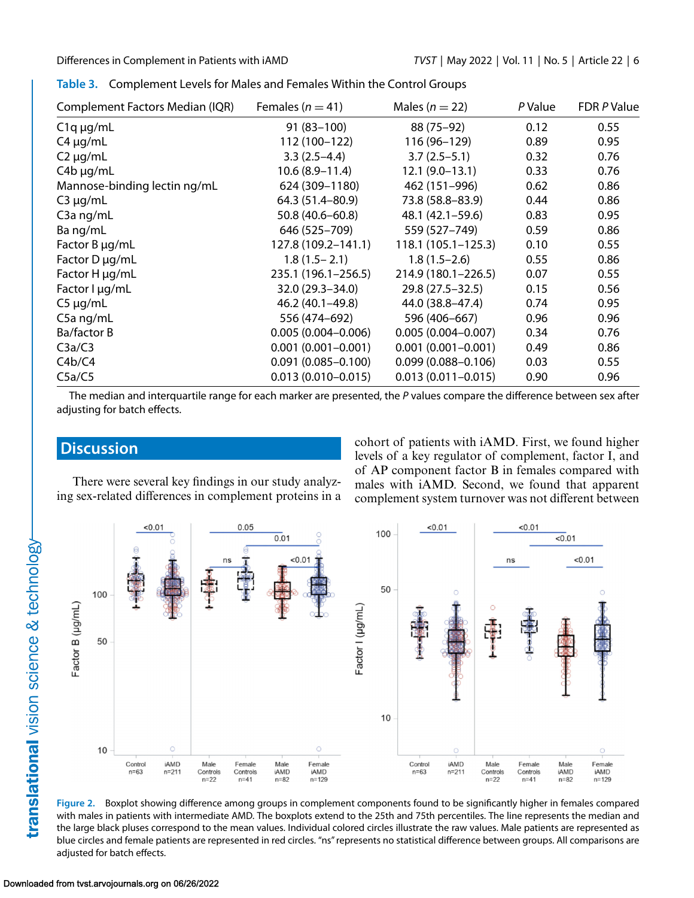**Table 3.** Complement Levels for Males and Females Within the Control Groups

| Complement Factors Median (IQR) | Females (*n* = 41) | Males (*n* = 22) | *P* Value | FDR *P* Value |
|---|---|---|---|---|
| C1q μg/mL | 91 (83–100) | 88 (75–92) | 0.12 | 0.55 |
| C4 μg/mL | 112 (100–122) | 116 (96–129) | 0.89 | 0.95 |
| C2 μg/mL | 3.3 (2.5–4.4) | 3.7 (2.5–5.1) | 0.32 | 0.76 |
| C4b μg/mL | 10.6 (8.9–11.4) | 12.1 (9.0–13.1) | 0.33 | 0.76 |
| Mannose-binding lectin ng/mL | 624 (309–1180) | 462 (151–996) | 0.62 | 0.86 |
| C3 μg/mL | 64.3 (51.4–80.9) | 73.8 (58.8–83.9) | 0.44 | 0.86 |
| C3a ng/mL | 50.8 (40.6–60.8) | 48.1 (42.1–59.6) | 0.83 | 0.95 |
| Ba ng/mL | 646 (525–709) | 559 (527–749) | 0.59 | 0.86 |
| Factor B μg/mL | 127.8 (109.2–141.1) | 118.1 (105.1–125.3) | 0.10 | 0.55 |
| Factor D μg/mL | 1.8 (1.5– 2.1) | 1.8 (1.5–2.6) | 0.55 | 0.86 |
| Factor H μg/mL | 235.1 (196.1–256.5) | 214.9 (180.1–226.5) | 0.07 | 0.55 |
| Factor I μg/mL | 32.0 (29.3–34.0) | 29.8 (27.5–32.5) | 0.15 | 0.56 |
| C5 μg/mL | 46.2 (40.1–49.8) | 44.0 (38.8–47.4) | 0.74 | 0.95 |
| C5a ng/mL | 556 (474–692) | 596 (406–667) | 0.96 | 0.96 |
| Ba/factor B | 0.005 (0.004–0.006) | 0.005 (0.004–0.007) | 0.34 | 0.76 |
| C3a/C3 | 0.001 (0.001–0.001) | 0.001 (0.001–0.001) | 0.49 | 0.86 |
| C4b/C4 | 0.091 (0.085–0.100) | 0.099 (0.088–0.106) | 0.03 | 0.55 |
| C5a/C5 | 0.013 (0.010–0.015) | 0.013 (0.011–0.015) | 0.90 | 0.96 |

The median and interquartile range for each marker are presented, the *P* values compare the difference between sex after adjusting for batch effects.

## Discussion

There were several key findings in our study analyzing sex-related differences in complement proteins in a cohort of patients with iAMD. First, we found higher levels of a key regulator of complement, factor I, and of AP component factor B in females compared with males with iAMD. Second, we found that apparent complement system turnover was not different between

**Figure 2.** Boxplot showing difference among groups in complement components found to be significantly higher in females compared with males in patients with intermediate AMD. The boxplots extend to the 25th and 75th percentiles. The line represents the median and the large black pluses correspond to the mean values. Individual colored circles illustrate the raw values. Male patients are represented as blue circles and female patients are represented in red circles. "ns" represents no statistical difference between groups. All comparisons are adjusted for batch effects.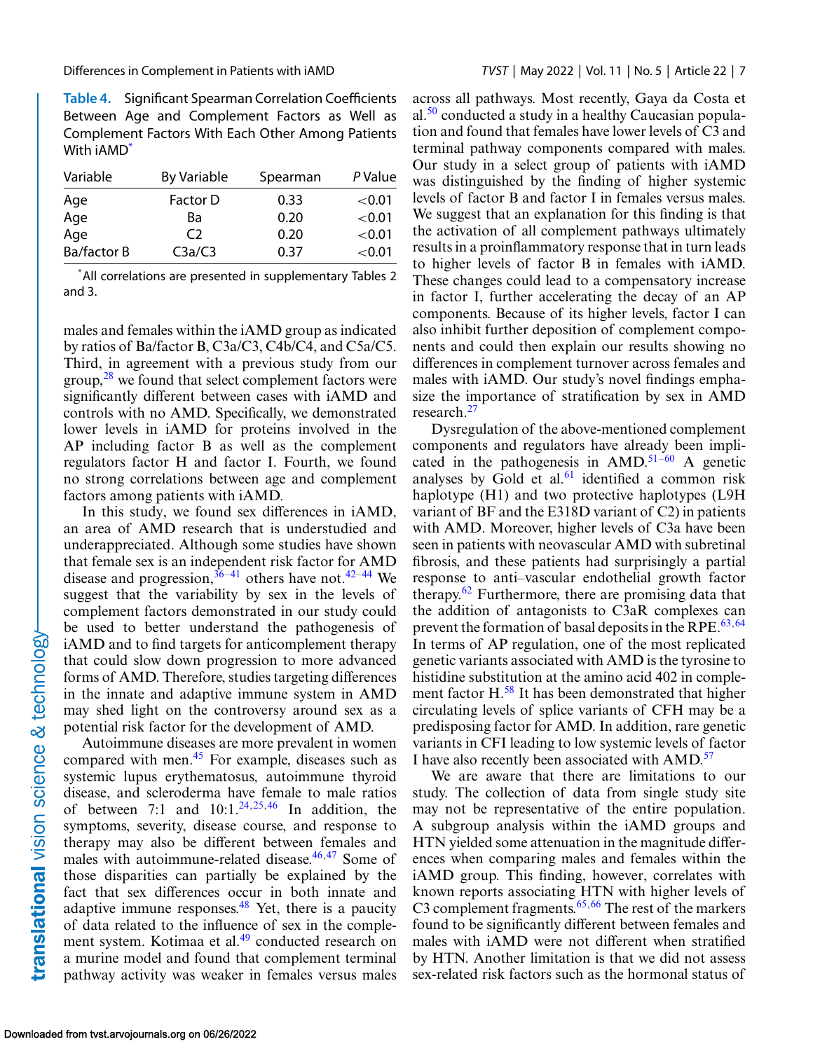**Table 4.** Significant Spearman Correlation Coefficients Between Age and Complement Factors as Well as Complement Factors With Each Other Among Patients With iAMD[*]

| Variable | By Variable | Spearman | *P* Value |
|---|---|---|---|
| Age | Factor D | 0.33 | <0.01 |
| Age | Ba | 0.20 | <0.01 |
| Age | C2 | 0.20 | <0.01 |
| Ba/factor B | C3a/C3 | 0.37 | <0.01 |

[*]All correlations are presented in supplementary Tables 2 and 3.

males and females within the iAMD group as indicated by ratios of Ba/factor B, C3a/C3, C4b/C4, and C5a/C5. Third, in agreement with a previous study from our group,[28] we found that select complement factors were significantly different between cases with iAMD and controls with no AMD. Specifically, we demonstrated lower levels in iAMD for proteins involved in the AP including factor B as well as the complement regulators factor H and factor I. Fourth, we found no strong correlations between age and complement factors among patients with iAMD.

In this study, we found sex differences in iAMD, an area of AMD research that is understudied and underappreciated. Although some studies have shown that female sex is an independent risk factor for AMD disease and progression,[36–41] others have not.[42–44] We suggest that the variability by sex in the levels of complement factors demonstrated in our study could be used to better understand the pathogenesis of iAMD and to find targets for anticomplement therapy that could slow down progression to more advanced forms of AMD. Therefore, studies targeting differences in the innate and adaptive immune system in AMD may shed light on the controversy around sex as a potential risk factor for the development of AMD.

Autoimmune diseases are more prevalent in women compared with men.[45] For example, diseases such as systemic lupus erythematosus, autoimmune thyroid disease, and scleroderma have female to male ratios of between 7:1 and 10:1.[24,25,46] In addition, the symptoms, severity, disease course, and response to therapy may also be different between females and males with autoimmune-related disease.[46,47] Some of those disparities can partially be explained by the fact that sex differences occur in both innate and adaptive immune responses.[48] Yet, there is a paucity of data related to the influence of sex in the complement system. Kotimaa et al.[49] conducted research on a murine model and found that complement terminal pathway activity was weaker in females versus males across all pathways. Most recently, Gaya da Costa et al.[50] conducted a study in a healthy Caucasian population and found that females have lower levels of C3 and terminal pathway components compared with males. Our study in a select group of patients with iAMD was distinguished by the finding of higher systemic levels of factor B and factor I in females versus males. We suggest that an explanation for this finding is that the activation of all complement pathways ultimately results in a proinflammatory response that in turn leads to higher levels of factor B in females with iAMD. These changes could lead to a compensatory increase in factor I, further accelerating the decay of an AP components. Because of its higher levels, factor I can also inhibit further deposition of complement components and could then explain our results showing no differences in complement turnover across females and males with iAMD. Our study's novel findings emphasize the importance of stratification by sex in AMD research.[27]

Dysregulation of the above-mentioned complement components and regulators have already been implicated in the pathogenesis in AMD.[51–60] A genetic analyses by Gold et al.[61] identified a common risk haplotype (H1) and two protective haplotypes (L9H variant of BF and the E318D variant of C2) in patients with AMD. Moreover, higher levels of C3a have been seen in patients with neovascular AMD with subretinal fibrosis, and these patients had surprisingly a partial response to anti–vascular endothelial growth factor therapy.[62] Furthermore, there are promising data that the addition of antagonists to C3aR complexes can prevent the formation of basal deposits in the RPE.[63,64] In terms of AP regulation, one of the most replicated genetic variants associated with AMD is the tyrosine to histidine substitution at the amino acid 402 in complement factor H.[58] It has been demonstrated that higher circulating levels of splice variants of CFH may be a predisposing factor for AMD. In addition, rare genetic variants in CFI leading to low systemic levels of factor I have also recently been associated with AMD.[57]

We are aware that there are limitations to our study. The collection of data from single study site may not be representative of the entire population. A subgroup analysis within the iAMD groups and HTN yielded some attenuation in the magnitude differences when comparing males and females within the iAMD group. This finding, however, correlates with known reports associating HTN with higher levels of C3 complement fragments.[65,66] The rest of the markers found to be significantly different between females and males with iAMD were not different when stratified by HTN. Another limitation is that we did not assess sex-related risk factors such as the hormonal status of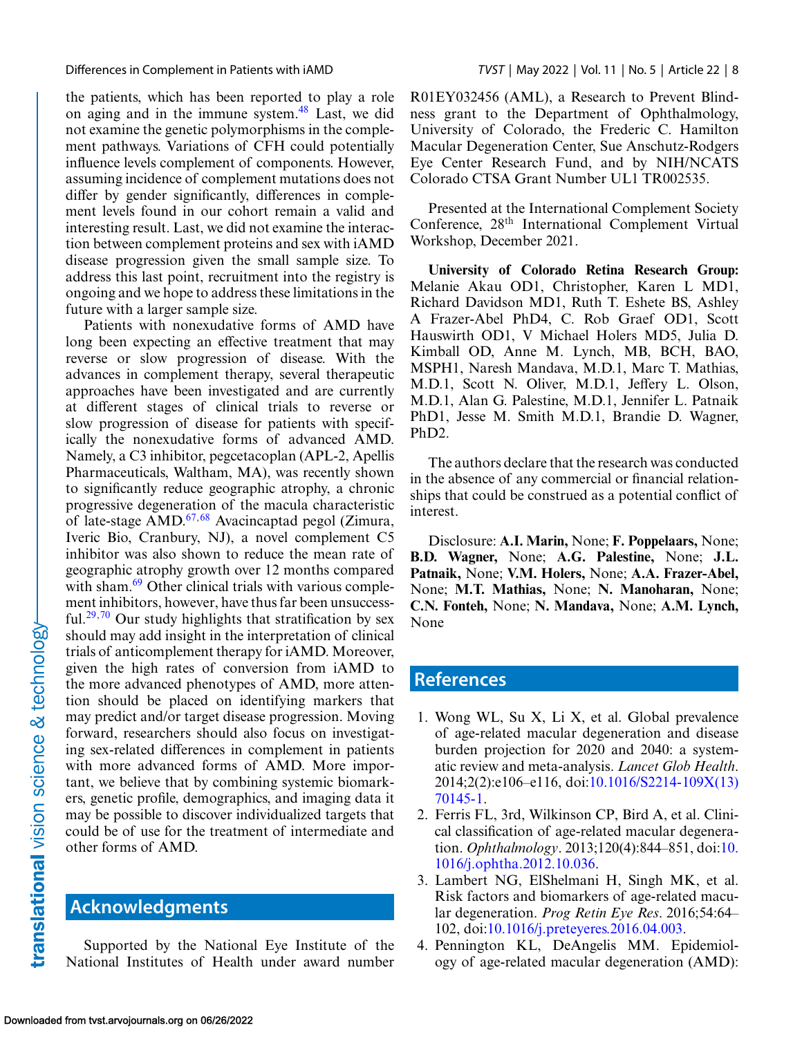the patients, which has been reported to play a role on aging and in the immune system.[48] Last, we did not examine the genetic polymorphisms in the complement pathways. Variations of CFH could potentially influence levels complement of components. However, assuming incidence of complement mutations does not differ by gender significantly, differences in complement levels found in our cohort remain a valid and interesting result. Last, we did not examine the interaction between complement proteins and sex with iAMD disease progression given the small sample size. To address this last point, recruitment into the registry is ongoing and we hope to address these limitations in the future with a larger sample size.

Patients with nonexudative forms of AMD have long been expecting an effective treatment that may reverse or slow progression of disease. With the advances in complement therapy, several therapeutic approaches have been investigated and are currently at different stages of clinical trials to reverse or slow progression of disease for patients with specifically the nonexudative forms of advanced AMD. Namely, a C3 inhibitor, pegcetacoplan (APL-2, Apellis Pharmaceuticals, Waltham, MA), was recently shown to significantly reduce geographic atrophy, a chronic progressive degeneration of the macula characteristic of late-stage AMD.[67,68] Avacincaptad pegol (Zimura, Iveric Bio, Cranbury, NJ), a novel complement C5 inhibitor was also shown to reduce the mean rate of geographic atrophy growth over 12 months compared with sham.[69] Other clinical trials with various complement inhibitors, however, have thus far been unsuccessful.[29,70] Our study highlights that stratification by sex should may add insight in the interpretation of clinical trials of anticomplement therapy for iAMD. Moreover, given the high rates of conversion from iAMD to the more advanced phenotypes of AMD, more attention should be placed on identifying markers that may predict and/or target disease progression. Moving forward, researchers should also focus on investigating sex-related differences in complement in patients with more advanced forms of AMD. More important, we believe that by combining systemic biomarkers, genetic profile, demographics, and imaging data it may be possible to discover individualized targets that could be of use for the treatment of intermediate and other forms of AMD.

## Acknowledgments

Supported by the National Eye Institute of the National Institutes of Health under award number R01EY032456 (AML), a Research to Prevent Blindness grant to the Department of Ophthalmology, University of Colorado, the Frederic C. Hamilton Macular Degeneration Center, Sue Anschutz-Rodgers Eye Center Research Fund, and by NIH/NCATS Colorado CTSA Grant Number UL1 TR002535.

Presented at the International Complement Society Conference, 28th International Complement Virtual Workshop, December 2021.

**University of Colorado Retina Research Group:** Melanie Akau OD1, Christopher, Karen L MD1, Richard Davidson MD1, Ruth T. Eshete BS, Ashley A Frazer-Abel PhD4, C. Rob Graef OD1, Scott Hauswirth OD1, V Michael Holers MD5, Julia D. Kimball OD, Anne M. Lynch, MB, BCH, BAO, MSPH1, Naresh Mandava, M.D.1, Marc T. Mathias, M.D.1, Scott N. Oliver, M.D.1, Jeffery L. Olson, M.D.1, Alan G. Palestine, M.D.1, Jennifer L. Patnaik PhD1, Jesse M. Smith M.D.1, Brandie D. Wagner, PhD2.

The authors declare that the research was conducted in the absence of any commercial or financial relationships that could be construed as a potential conflict of interest.

Disclosure: **A.I. Marin,** None; **F. Poppelaars,** None; **B.D. Wagner,** None; **A.G. Palestine,** None; **J.L. Patnaik,** None; **V.M. Holers,** None; **A.A. Frazer-Abel,** None; **M.T. Mathias,** None; **N. Manoharan,** None; **C.N. Fonteh,** None; **N. Mandava,** None; **A.M. Lynch,** None

## References

1. Wong WL, Su X, Li X, et al. Global prevalence of age-related macular degeneration and disease burden projection for 2020 and 2040: a systematic review and meta-analysis. *Lancet Glob Health*. 2014;2(2):e106–e116, doi:10.1016/S2214-109X(13)70145-1.
2. Ferris FL, 3rd, Wilkinson CP, Bird A, et al. Clinical classification of age-related macular degeneration. *Ophthalmology*. 2013;120(4):844–851, doi:10.1016/j.ophtha.2012.10.036.
3. Lambert NG, ElShelmani H, Singh MK, et al. Risk factors and biomarkers of age-related macular degeneration. *Prog Retin Eye Res*. 2016;54:64–102, doi:10.1016/j.preteyeres.2016.04.003.
4. Pennington KL, DeAngelis MM. Epidemiology of age-related macular degeneration (AMD):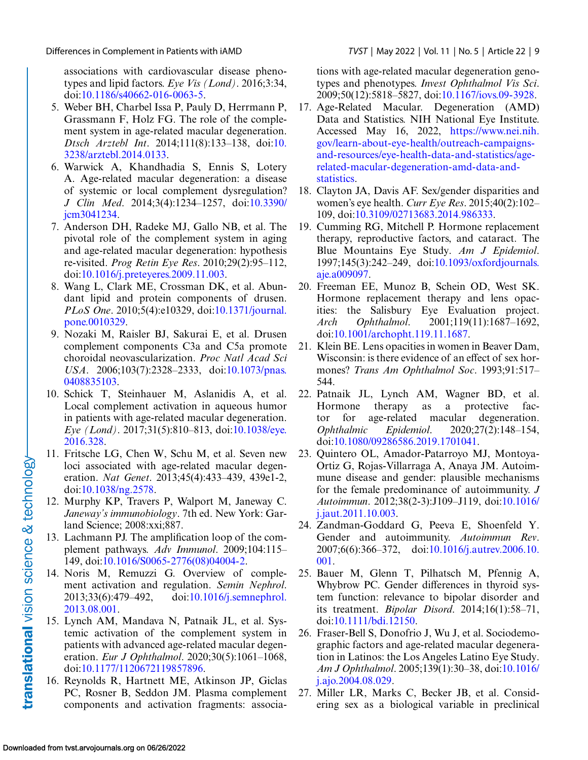associations with cardiovascular disease phenotypes and lipid factors. *Eye Vis (Lond)*. 2016;3:34, doi:10.1186/s40662-016-0063-5.

5. Weber BH, Charbel Issa P, Pauly D, Herrmann P, Grassmann F, Holz FG. The role of the complement system in age-related macular degeneration. *Dtsch Arztebl Int*. 2014;111(8):133–138, doi:10.3238/arztebl.2014.0133.
6. Warwick A, Khandhadia S, Ennis S, Lotery A. Age-related macular degeneration: a disease of systemic or local complement dysregulation? *J Clin Med*. 2014;3(4):1234–1257, doi:10.3390/jcm3041234.
7. Anderson DH, Radeke MJ, Gallo NB, et al. The pivotal role of the complement system in aging and age-related macular degeneration: hypothesis re-visited. *Prog Retin Eye Res*. 2010;29(2):95–112, doi:10.1016/j.preteyeres.2009.11.003.
8. Wang L, Clark ME, Crossman DK, et al. Abundant lipid and protein components of drusen. *PLoS One*. 2010;5(4):e10329, doi:10.1371/journal.pone.0010329.
9. Nozaki M, Raisler BJ, Sakurai E, et al. Drusen complement components C3a and C5a promote choroidal neovascularization. *Proc Natl Acad Sci USA*. 2006;103(7):2328–2333, doi:10.1073/pnas.0408835103.
10. Schick T, Steinhauer M, Aslanidis A, et al. Local complement activation in aqueous humor in patients with age-related macular degeneration. *Eye (Lond)*. 2017;31(5):810–813, doi:10.1038/eye.2016.328.
11. Fritsche LG, Chen W, Schu M, et al. Seven new loci associated with age-related macular degeneration. *Nat Genet*. 2013;45(4):433–439, 439e1-2, doi:10.1038/ng.2578.
12. Murphy KP, Travers P, Walport M, Janeway C. *Janeway's immunobiology*. 7th ed. New York: Garland Science; 2008:xxi;887.
13. Lachmann PJ. The amplification loop of the complement pathways. *Adv Immunol*. 2009;104:115–149, doi:10.1016/S0065-2776(08)04004-2.
14. Noris M, Remuzzi G. Overview of complement activation and regulation. *Semin Nephrol*. 2013;33(6):479–492, doi:10.1016/j.semnephrol.2013.08.001.
15. Lynch AM, Mandava N, Patnaik JL, et al. Systemic activation of the complement system in patients with advanced age-related macular degeneration. *Eur J Ophthalmol*. 2020;30(5):1061–1068, doi:10.1177/1120672119857896.
16. Reynolds R, Hartnett ME, Atkinson JP, Giclas PC, Rosner B, Seddon JM. Plasma complement components and activation fragments: associations with age-related macular degeneration genotypes and phenotypes. *Invest Ophthalmol Vis Sci*. 2009;50(12):5818–5827, doi:10.1167/iovs.09-3928.
17. Age-Related Macular. Degeneration (AMD) Data and Statistics. NIH National Eye Institute. Accessed May 16, 2022, https://www.nei.nih.gov/learn-about-eye-health/outreach-campaigns-and-resources/eye-health-data-and-statistics/age-related-macular-degeneration-amd-data-and-statistics.
18. Clayton JA, Davis AF. Sex/gender disparities and women's eye health. *Curr Eye Res*. 2015;40(2):102–109, doi:10.3109/02713683.2014.986333.
19. Cumming RG, Mitchell P. Hormone replacement therapy, reproductive factors, and cataract. The Blue Mountains Eye Study. *Am J Epidemiol*. 1997;145(3):242–249, doi:10.1093/oxfordjournals.aje.a009097.
20. Freeman EE, Munoz B, Schein OD, West SK. Hormone replacement therapy and lens opacities: the Salisbury Eye Evaluation project. *Arch Ophthalmol*. 2001;119(11):1687–1692, doi:10.1001/archopht.119.11.1687.
21. Klein BE. Lens opacities in women in Beaver Dam, Wisconsin: is there evidence of an effect of sex hormones? *Trans Am Ophthalmol Soc*. 1993;91:517–544.
22. Patnaik JL, Lynch AM, Wagner BD, et al. Hormone therapy as a protective factor for age-related macular degeneration. *Ophthalmic Epidemiol*. 2020;27(2):148–154, doi:10.1080/09286586.2019.1701041.
23. Quintero OL, Amador-Patarroyo MJ, Montoya-Ortiz G, Rojas-Villarraga A, Anaya JM. Autoimmune disease and gender: plausible mechanisms for the female predominance of autoimmunity. *J Autoimmun*. 2012;38(2-3):J109–J119, doi:10.1016/j.jaut.2011.10.003.
24. Zandman-Goddard G, Peeva E, Shoenfeld Y. Gender and autoimmunity. *Autoimmun Rev*. 2007;6(6):366–372, doi:10.1016/j.autrev.2006.10.001.
25. Bauer M, Glenn T, Pilhatsch M, Pfennig A, Whybrow PC. Gender differences in thyroid system function: relevance to bipolar disorder and its treatment. *Bipolar Disord*. 2014;16(1):58–71, doi:10.1111/bdi.12150.
26. Fraser-Bell S, Donofrio J, Wu J, et al. Sociodemographic factors and age-related macular degeneration in Latinos: the Los Angeles Latino Eye Study. *Am J Ophthalmol*. 2005;139(1):30–38, doi:10.1016/j.ajo.2004.08.029.
27. Miller LR, Marks C, Becker JB, et al. Considering sex as a biological variable in preclinical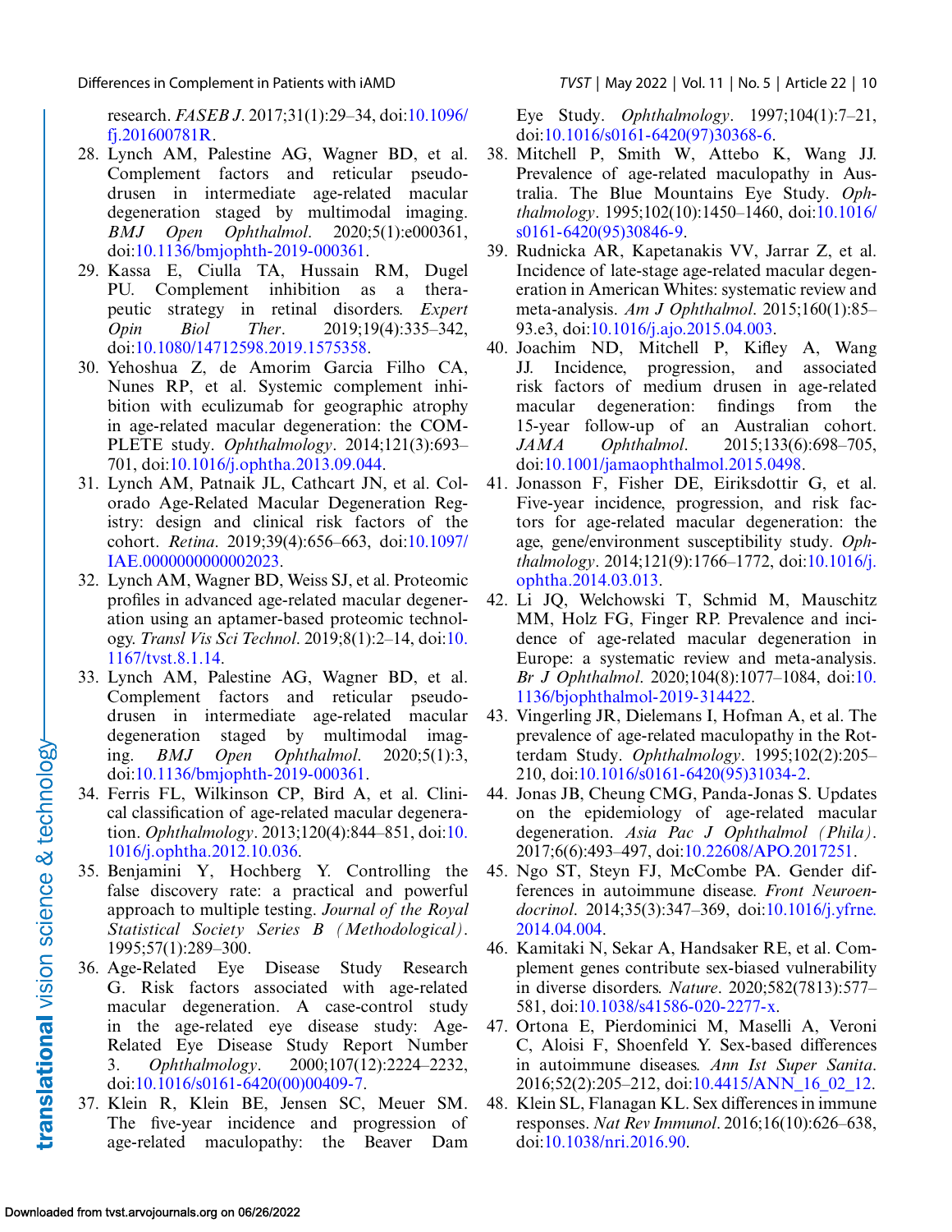research. *FASEB J*. 2017;31(1):29–34, doi:10.1096/fj.201600781R.

28. Lynch AM, Palestine AG, Wagner BD, et al. Complement factors and reticular pseudodrusen in intermediate age-related macular degeneration staged by multimodal imaging. *BMJ Open Ophthalmol*. 2020;5(1):e000361, doi:10.1136/bmjophth-2019-000361.
29. Kassa E, Ciulla TA, Hussain RM, Dugel PU. Complement inhibition as a therapeutic strategy in retinal disorders. *Expert Opin Biol Ther*. 2019;19(4):335–342, doi:10.1080/14712598.2019.1575358.
30. Yehoshua Z, de Amorim Garcia Filho CA, Nunes RP, et al. Systemic complement inhibition with eculizumab for geographic atrophy in age-related macular degeneration: the COMPLETE study. *Ophthalmology*. 2014;121(3):693–701, doi:10.1016/j.ophtha.2013.09.044.
31. Lynch AM, Patnaik JL, Cathcart JN, et al. Colorado Age-Related Macular Degeneration Registry: design and clinical risk factors of the cohort. *Retina*. 2019;39(4):656–663, doi:10.1097/IAE.0000000000002023.
32. Lynch AM, Wagner BD, Weiss SJ, et al. Proteomic profiles in advanced age-related macular degeneration using an aptamer-based proteomic technology. *Transl Vis Sci Technol*. 2019;8(1):2–14, doi:10.1167/tvst.8.1.14.
33. Lynch AM, Palestine AG, Wagner BD, et al. Complement factors and reticular pseudodrusen in intermediate age-related macular degeneration staged by multimodal imaging. *BMJ Open Ophthalmol*. 2020;5(1):3, doi:10.1136/bmjophth-2019-000361.
34. Ferris FL, Wilkinson CP, Bird A, et al. Clinical classification of age-related macular degeneration. *Ophthalmology*. 2013;120(4):844–851, doi:10.1016/j.ophtha.2012.10.036.
35. Benjamini Y, Hochberg Y. Controlling the false discovery rate: a practical and powerful approach to multiple testing. *Journal of the Royal Statistical Society Series B (Methodological)*. 1995;57(1):289–300.
36. Age-Related Eye Disease Study Research G. Risk factors associated with age-related macular degeneration. A case-control study in the age-related eye disease study: Age-Related Eye Disease Study Report Number 3. *Ophthalmology*. 2000;107(12):2224–2232, doi:10.1016/s0161-6420(00)00409-7.
37. Klein R, Klein BE, Jensen SC, Meuer SM. The five-year incidence and progression of age-related maculopathy: the Beaver Dam Eye Study. *Ophthalmology*. 1997;104(1):7–21, doi:10.1016/s0161-6420(97)30368-6.
38. Mitchell P, Smith W, Attebo K, Wang JJ. Prevalence of age-related maculopathy in Australia. The Blue Mountains Eye Study. *Ophthalmology*. 1995;102(10):1450–1460, doi:10.1016/s0161-6420(95)30846-9.
39. Rudnicka AR, Kapetanakis VV, Jarrar Z, et al. Incidence of late-stage age-related macular degeneration in American Whites: systematic review and meta-analysis. *Am J Ophthalmol*. 2015;160(1):85–93.e3, doi:10.1016/j.ajo.2015.04.003.
40. Joachim ND, Mitchell P, Kifley A, Wang JJ. Incidence, progression, and associated risk factors of medium drusen in age-related macular degeneration: findings from the 15-year follow-up of an Australian cohort. *JAMA Ophthalmol*. 2015;133(6):698–705, doi:10.1001/jamaophthalmol.2015.0498.
41. Jonasson F, Fisher DE, Eiriksdottir G, et al. Five-year incidence, progression, and risk factors for age-related macular degeneration: the age, gene/environment susceptibility study. *Ophthalmology*. 2014;121(9):1766–1772, doi:10.1016/j.ophtha.2014.03.013.
42. Li JQ, Welchowski T, Schmid M, Mauschitz MM, Holz FG, Finger RP. Prevalence and incidence of age-related macular degeneration in Europe: a systematic review and meta-analysis. *Br J Ophthalmol*. 2020;104(8):1077–1084, doi:10.1136/bjophthalmol-2019-314422.
43. Vingerling JR, Dielemans I, Hofman A, et al. The prevalence of age-related maculopathy in the Rotterdam Study. *Ophthalmology*. 1995;102(2):205–210, doi:10.1016/s0161-6420(95)31034-2.
44. Jonas JB, Cheung CMG, Panda-Jonas S. Updates on the epidemiology of age-related macular degeneration. *Asia Pac J Ophthalmol (Phila)*. 2017;6(6):493–497, doi:10.22608/APO.2017251.
45. Ngo ST, Steyn FJ, McCombe PA. Gender differences in autoimmune disease. *Front Neuroendocrinol*. 2014;35(3):347–369, doi:10.1016/j.yfrne.2014.04.004.
46. Kamitaki N, Sekar A, Handsaker RE, et al. Complement genes contribute sex-biased vulnerability in diverse disorders. *Nature*. 2020;582(7813):577–581, doi:10.1038/s41586-020-2277-x.
47. Ortona E, Pierdominici M, Maselli A, Veroni C, Aloisi F, Shoenfeld Y. Sex-based differences in autoimmune diseases. *Ann Ist Super Sanita*. 2016;52(2):205–212, doi:10.4415/ANN_16_02_12.
48. Klein SL, Flanagan KL. Sex differences in immune responses. *Nat Rev Immunol*. 2016;16(10):626–638, doi:10.1038/nri.2016.90.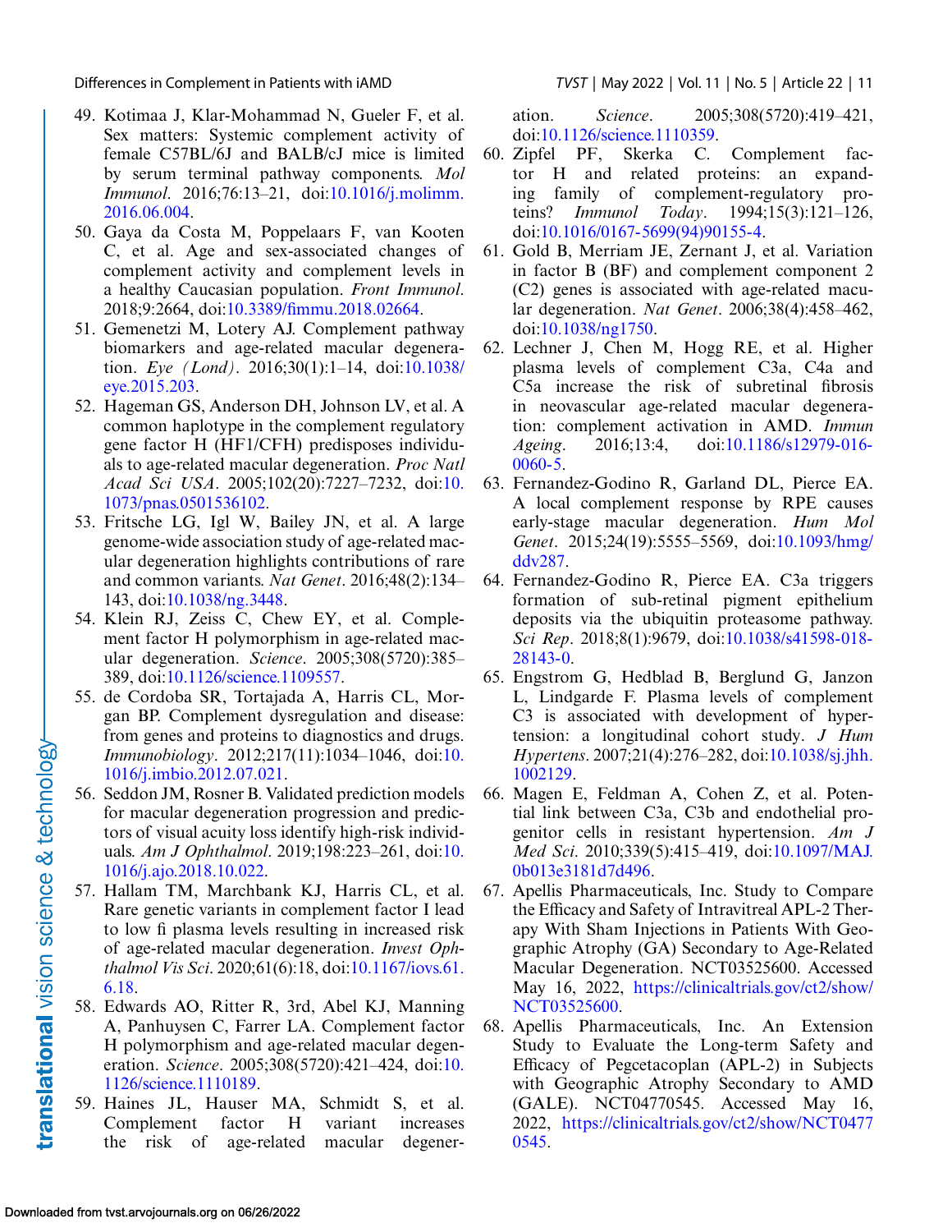49. Kotimaa J, Klar-Mohammad N, Gueler F, et al. Sex matters: Systemic complement activity of female C57BL/6J and BALB/cJ mice is limited by serum terminal pathway components. *Mol Immunol*. 2016;76:13–21, doi:10.1016/j.molimm.2016.06.004.
50. Gaya da Costa M, Poppelaars F, van Kooten C, et al. Age and sex-associated changes of complement activity and complement levels in a healthy Caucasian population. *Front Immunol*. 2018;9:2664, doi:10.3389/fimmu.2018.02664.
51. Gemenetzi M, Lotery AJ. Complement pathway biomarkers and age-related macular degeneration. *Eye (Lond)*. 2016;30(1):1–14, doi:10.1038/eye.2015.203.
52. Hageman GS, Anderson DH, Johnson LV, et al. A common haplotype in the complement regulatory gene factor H (HF1/CFH) predisposes individuals to age-related macular degeneration. *Proc Natl Acad Sci USA*. 2005;102(20):7227–7232, doi:10.1073/pnas.0501536102.
53. Fritsche LG, Igl W, Bailey JN, et al. A large genome-wide association study of age-related macular degeneration highlights contributions of rare and common variants. *Nat Genet*. 2016;48(2):134–143, doi:10.1038/ng.3448.
54. Klein RJ, Zeiss C, Chew EY, et al. Complement factor H polymorphism in age-related macular degeneration. *Science*. 2005;308(5720):385–389, doi:10.1126/science.1109557.
55. de Cordoba SR, Tortajada A, Harris CL, Morgan BP. Complement dysregulation and disease: from genes and proteins to diagnostics and drugs. *Immunobiology*. 2012;217(11):1034–1046, doi:10.1016/j.imbio.2012.07.021.
56. Seddon JM, Rosner B. Validated prediction models for macular degeneration progression and predictors of visual acuity loss identify high-risk individuals. *Am J Ophthalmol*. 2019;198:223–261, doi:10.1016/j.ajo.2018.10.022.
57. Hallam TM, Marchbank KJ, Harris CL, et al. Rare genetic variants in complement factor I lead to low fi plasma levels resulting in increased risk of age-related macular degeneration. *Invest Ophthalmol Vis Sci*. 2020;61(6):18, doi:10.1167/iovs.61.6.18.
58. Edwards AO, Ritter R, 3rd, Abel KJ, Manning A, Panhuysen C, Farrer LA. Complement factor H polymorphism and age-related macular degeneration. *Science*. 2005;308(5720):421–424, doi:10.1126/science.1110189.
59. Haines JL, Hauser MA, Schmidt S, et al. Complement factor H variant increases the risk of age-related macular degeneration. *Science*. 2005;308(5720):419–421, doi:10.1126/science.1110359.
60. Zipfel PF, Skerka C. Complement factor H and related proteins: an expanding family of complement-regulatory proteins? *Immunol Today*. 1994;15(3):121–126, doi:10.1016/0167-5699(94)90155-4.
61. Gold B, Merriam JE, Zernant J, et al. Variation in factor B (BF) and complement component 2 (C2) genes is associated with age-related macular degeneration. *Nat Genet*. 2006;38(4):458–462, doi:10.1038/ng1750.
62. Lechner J, Chen M, Hogg RE, et al. Higher plasma levels of complement C3a, C4a and C5a increase the risk of subretinal fibrosis in neovascular age-related macular degeneration: complement activation in AMD. *Immun Ageing*. 2016;13:4, doi:10.1186/s12979-016-0060-5.
63. Fernandez-Godino R, Garland DL, Pierce EA. A local complement response by RPE causes early-stage macular degeneration. *Hum Mol Genet*. 2015;24(19):5555–5569, doi:10.1093/hmg/ddv287.
64. Fernandez-Godino R, Pierce EA. C3a triggers formation of sub-retinal pigment epithelium deposits via the ubiquitin proteasome pathway. *Sci Rep*. 2018;8(1):9679, doi:10.1038/s41598-018-28143-0.
65. Engstrom G, Hedblad B, Berglund G, Janzon L, Lindgarde F. Plasma levels of complement C3 is associated with development of hypertension: a longitudinal cohort study. *J Hum Hypertens*. 2007;21(4):276–282, doi:10.1038/sj.jhh.1002129.
66. Magen E, Feldman A, Cohen Z, et al. Potential link between C3a, C3b and endothelial progenitor cells in resistant hypertension. *Am J Med Sci*. 2010;339(5):415–419, doi:10.1097/MAJ.0b013e3181d7d496.
67. Apellis Pharmaceuticals, Inc. Study to Compare the Efficacy and Safety of Intravitreal APL-2 Therapy With Sham Injections in Patients With Geographic Atrophy (GA) Secondary to Age-Related Macular Degeneration. NCT03525600. Accessed May 16, 2022, https://clinicaltrials.gov/ct2/show/NCT03525600.
68. Apellis Pharmaceuticals, Inc. An Extension Study to Evaluate the Long-term Safety and Efficacy of Pegcetacoplan (APL-2) in Subjects with Geographic Atrophy Secondary to AMD (GALE). NCT04770545. Accessed May 16, 2022, https://clinicaltrials.gov/ct2/show/NCT04770545.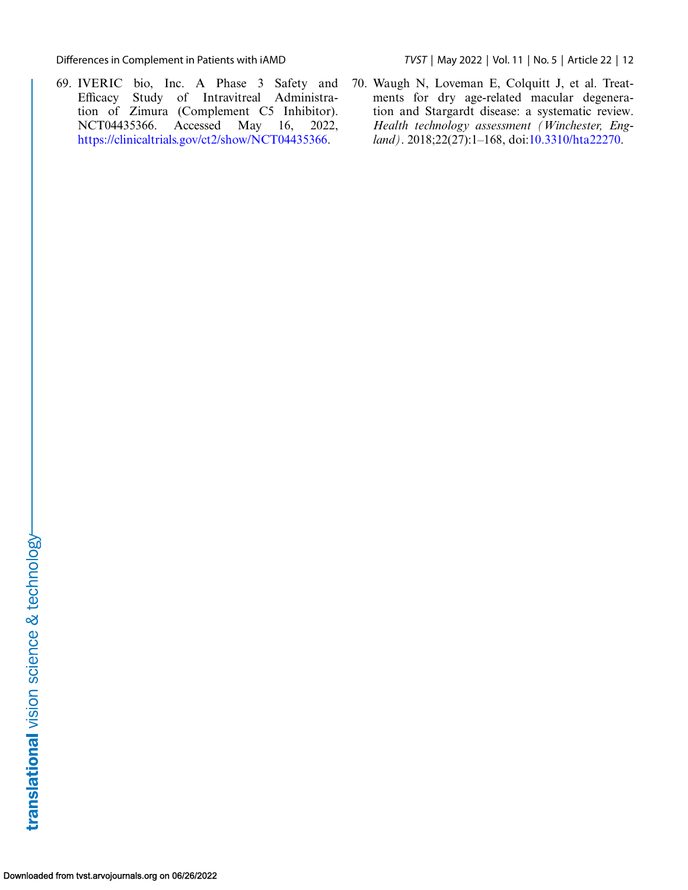69. IVERIC bio, Inc. A Phase 3 Safety and Efficacy Study of Intravitreal Administration of Zimura (Complement C5 Inhibitor). NCT04435366. Accessed May 16, 2022, https://clinicaltrials.gov/ct2/show/NCT04435366.

70. Waugh N, Loveman E, Colquitt J, et al. Treatments for dry age-related macular degeneration and Stargardt disease: a systematic review. *Health technology assessment (Winchester, England)*. 2018;22(27):1–168, doi:10.3310/hta22270.